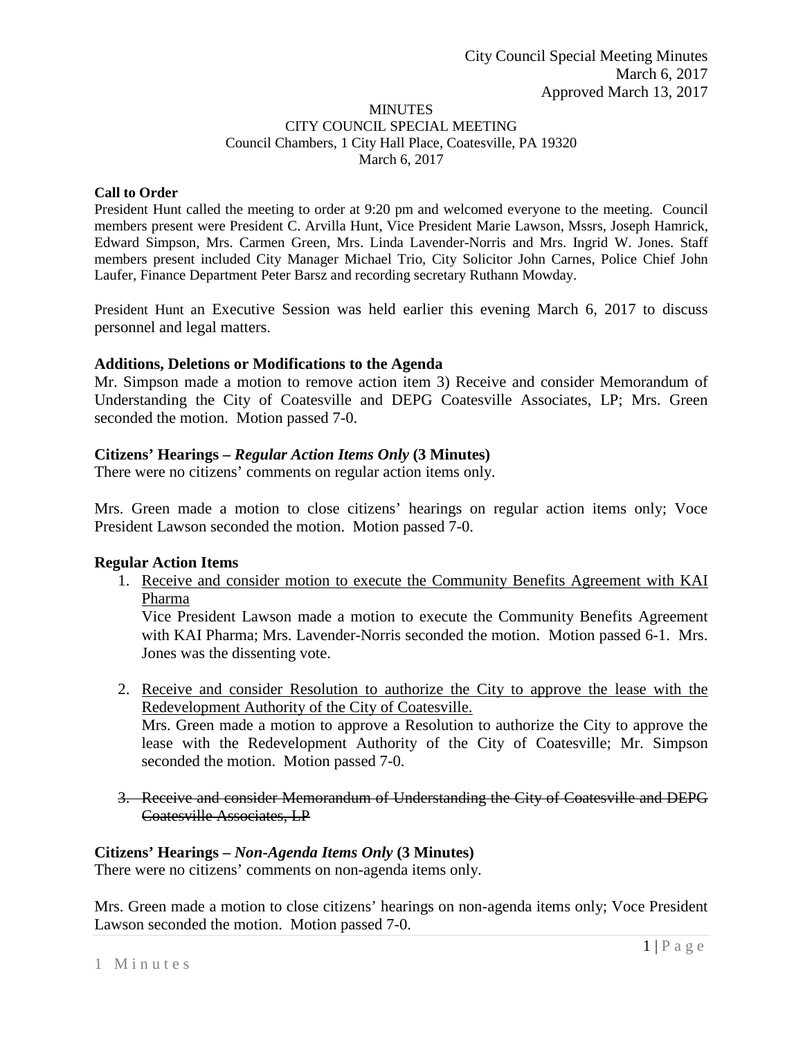City Council Special Meeting Minutes
March 6, 2017
Approved March 13, 2017

MINUTES
CITY COUNCIL SPECIAL MEETING
Council Chambers, 1 City Hall Place, Coatesville, PA 19320
March 6, 2017

**Call to Order**

President Hunt called the meeting to order at 9:20 pm and welcomed everyone to the meeting. Council members present were President C. Arvilla Hunt, Vice President Marie Lawson, Mssrs, Joseph Hamrick, Edward Simpson, Mrs. Carmen Green, Mrs. Linda Lavender-Norris and Mrs. Ingrid W. Jones. Staff members present included City Manager Michael Trio, City Solicitor John Carnes, Police Chief John Laufer, Finance Department Peter Barsz and recording secretary Ruthann Mowday.

President Hunt an Executive Session was held earlier this evening March 6, 2017 to discuss personnel and legal matters.

**Additions, Deletions or Modifications to the Agenda**

Mr. Simpson made a motion to remove action item 3) Receive and consider Memorandum of Understanding the City of Coatesville and DEPG Coatesville Associates, LP; Mrs. Green seconded the motion. Motion passed 7-0.

**Citizens' Hearings – *Regular Action Items Only* (3 Minutes)**

There were no citizens' comments on regular action items only.

Mrs. Green made a motion to close citizens' hearings on regular action items only; Voce President Lawson seconded the motion. Motion passed 7-0.

**Regular Action Items**

1. <u>Receive and consider motion to execute the Community Benefits Agreement with KAI Pharma</u>
   Vice President Lawson made a motion to execute the Community Benefits Agreement with KAI Pharma; Mrs. Lavender-Norris seconded the motion. Motion passed 6-1. Mrs. Jones was the dissenting vote.

2. <u>Receive and consider Resolution to authorize the City to approve the lease with the Redevelopment Authority of the City of Coatesville.</u>
   Mrs. Green made a motion to approve a Resolution to authorize the City to approve the lease with the Redevelopment Authority of the City of Coatesville; Mr. Simpson seconded the motion. Motion passed 7-0.

3. ~~Receive and consider Memorandum of Understanding the City of Coatesville and DEPG Coatesville Associates, LP~~

**Citizens' Hearings – *Non-Agenda Items Only* (3 Minutes)**

There were no citizens' comments on non-agenda items only.

Mrs. Green made a motion to close citizens' hearings on non-agenda items only; Voce President Lawson seconded the motion. Motion passed 7-0.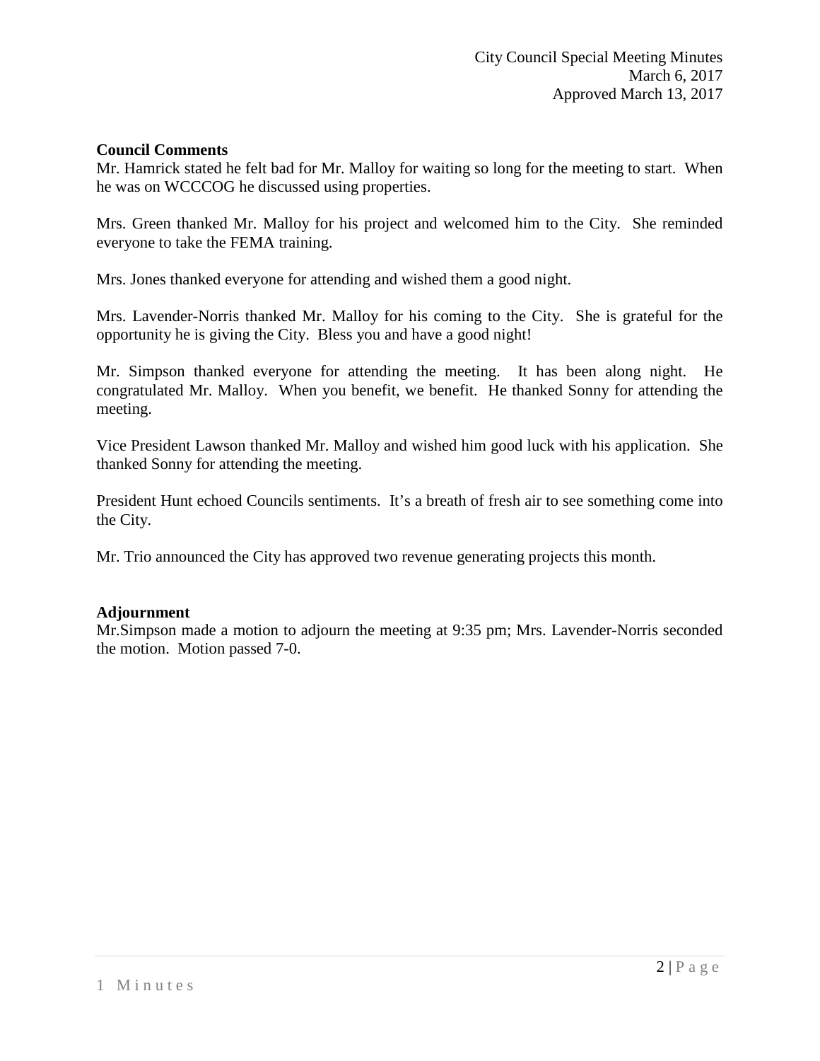**Council Comments**
Mr. Hamrick stated he felt bad for Mr. Malloy for waiting so long for the meeting to start. When he was on WCCCOG he discussed using properties.

Mrs. Green thanked Mr. Malloy for his project and welcomed him to the City. She reminded everyone to take the FEMA training.

Mrs. Jones thanked everyone for attending and wished them a good night.

Mrs. Lavender-Norris thanked Mr. Malloy for his coming to the City. She is grateful for the opportunity he is giving the City. Bless you and have a good night!

Mr. Simpson thanked everyone for attending the meeting. It has been along night. He congratulated Mr. Malloy. When you benefit, we benefit. He thanked Sonny for attending the meeting.

Vice President Lawson thanked Mr. Malloy and wished him good luck with his application. She thanked Sonny for attending the meeting.

President Hunt echoed Councils sentiments. It's a breath of fresh air to see something come into the City.

Mr. Trio announced the City has approved two revenue generating projects this month.

**Adjournment**
Mr.Simpson made a motion to adjourn the meeting at 9:35 pm; Mrs. Lavender-Norris seconded the motion. Motion passed 7-0.